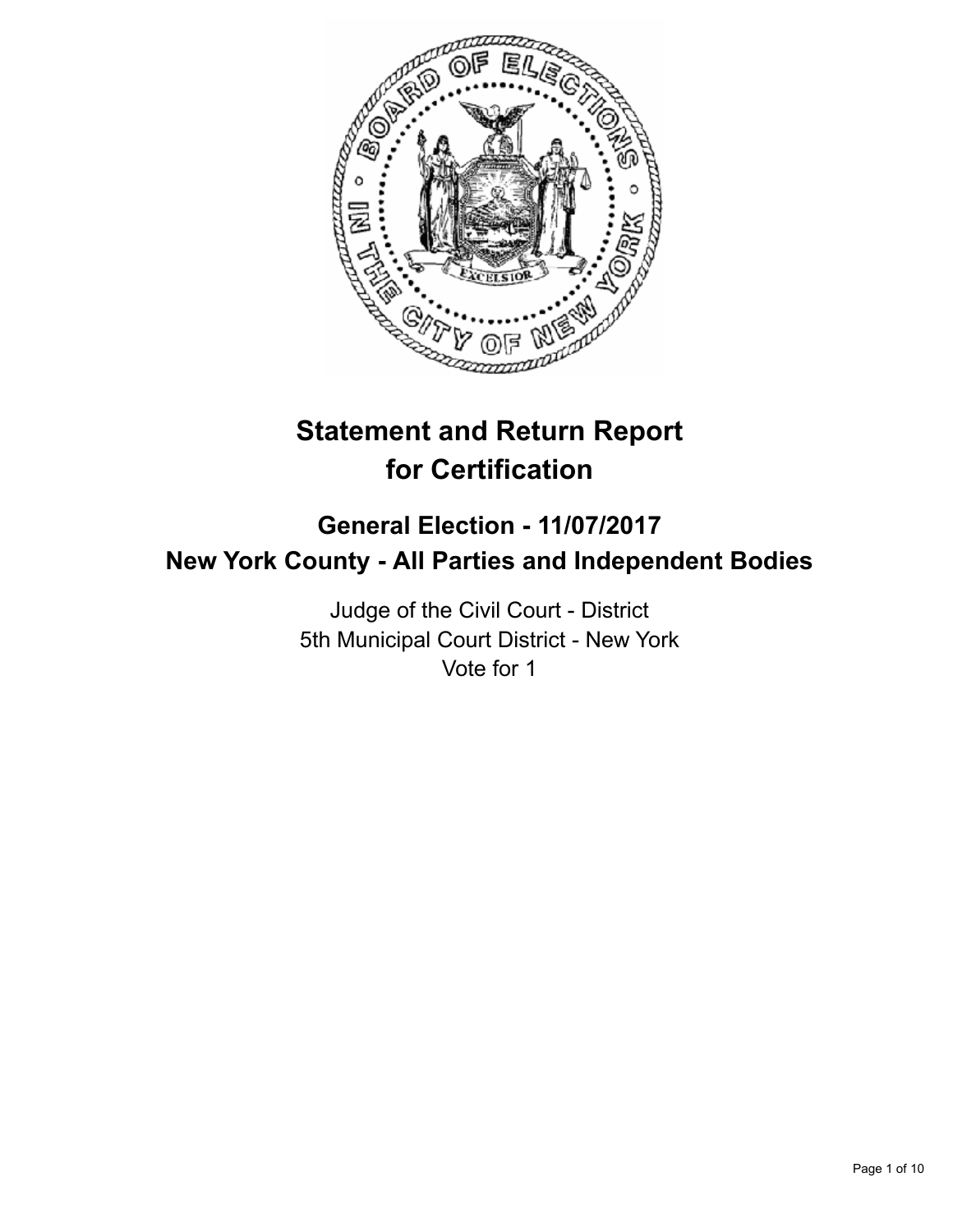# Statement and Return Report for Certification

## General Election - 11/07/2017
## New York County - All Parties and Independent Bodies

Judge of the Civil Court - District
5th Municipal Court District - New York
Vote for 1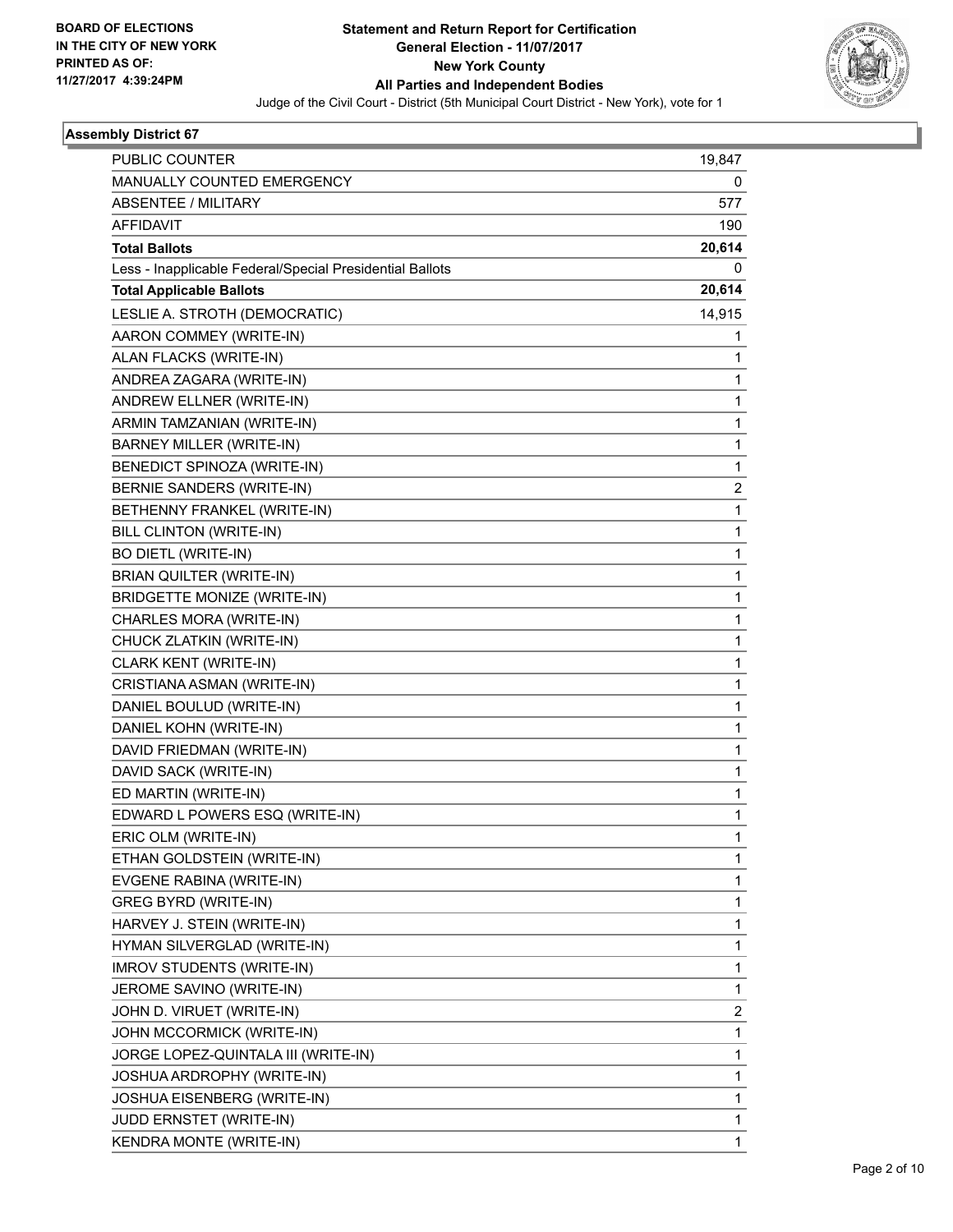BOARD OF ELECTIONS
IN THE CITY OF NEW YORK
PRINTED AS OF:
11/27/2017 4:39:24PM

# Statement and Return Report for Certification
## General Election - 11/07/2017
## New York County
## All Parties and Independent Bodies

Judge of the Civil Court - District (5th Municipal Court District - New York), vote for 1

### Assembly District 67

| | |
|---|---|
| PUBLIC COUNTER | 19,847 |
| MANUALLY COUNTED EMERGENCY | 0 |
| ABSENTEE / MILITARY | 577 |
| AFFIDAVIT | 190 |
| **Total Ballots** | **20,614** |
| Less - Inapplicable Federal/Special Presidential Ballots | 0 |
| **Total Applicable Ballots** | **20,614** |
| LESLIE A. STROTH (DEMOCRATIC) | 14,915 |
| AARON COMMEY (WRITE-IN) | 1 |
| ALAN FLACKS (WRITE-IN) | 1 |
| ANDREA ZAGARA (WRITE-IN) | 1 |
| ANDREW ELLNER (WRITE-IN) | 1 |
| ARMIN TAMZANIAN (WRITE-IN) | 1 |
| BARNEY MILLER (WRITE-IN) | 1 |
| BENEDICT SPINOZA (WRITE-IN) | 1 |
| BERNIE SANDERS (WRITE-IN) | 2 |
| BETHENNY FRANKEL (WRITE-IN) | 1 |
| BILL CLINTON (WRITE-IN) | 1 |
| BO DIETL (WRITE-IN) | 1 |
| BRIAN QUILTER (WRITE-IN) | 1 |
| BRIDGETTE MONIZE (WRITE-IN) | 1 |
| CHARLES MORA (WRITE-IN) | 1 |
| CHUCK ZLATKIN (WRITE-IN) | 1 |
| CLARK KENT (WRITE-IN) | 1 |
| CRISTIANA ASMAN (WRITE-IN) | 1 |
| DANIEL BOULUD (WRITE-IN) | 1 |
| DANIEL KOHN (WRITE-IN) | 1 |
| DAVID FRIEDMAN (WRITE-IN) | 1 |
| DAVID SACK (WRITE-IN) | 1 |
| ED MARTIN (WRITE-IN) | 1 |
| EDWARD L POWERS ESQ (WRITE-IN) | 1 |
| ERIC OLM (WRITE-IN) | 1 |
| ETHAN GOLDSTEIN (WRITE-IN) | 1 |
| EVGENE RABINA (WRITE-IN) | 1 |
| GREG BYRD (WRITE-IN) | 1 |
| HARVEY J. STEIN (WRITE-IN) | 1 |
| HYMAN SILVERGLAD (WRITE-IN) | 1 |
| IMROV STUDENTS (WRITE-IN) | 1 |
| JEROME SAVINO (WRITE-IN) | 1 |
| JOHN D. VIRUET (WRITE-IN) | 2 |
| JOHN MCCORMICK (WRITE-IN) | 1 |
| JORGE LOPEZ-QUINTALA III (WRITE-IN) | 1 |
| JOSHUA ARDROPHY (WRITE-IN) | 1 |
| JOSHUA EISENBERG (WRITE-IN) | 1 |
| JUDD ERNSTET (WRITE-IN) | 1 |
| KENDRA MONTE (WRITE-IN) | 1 |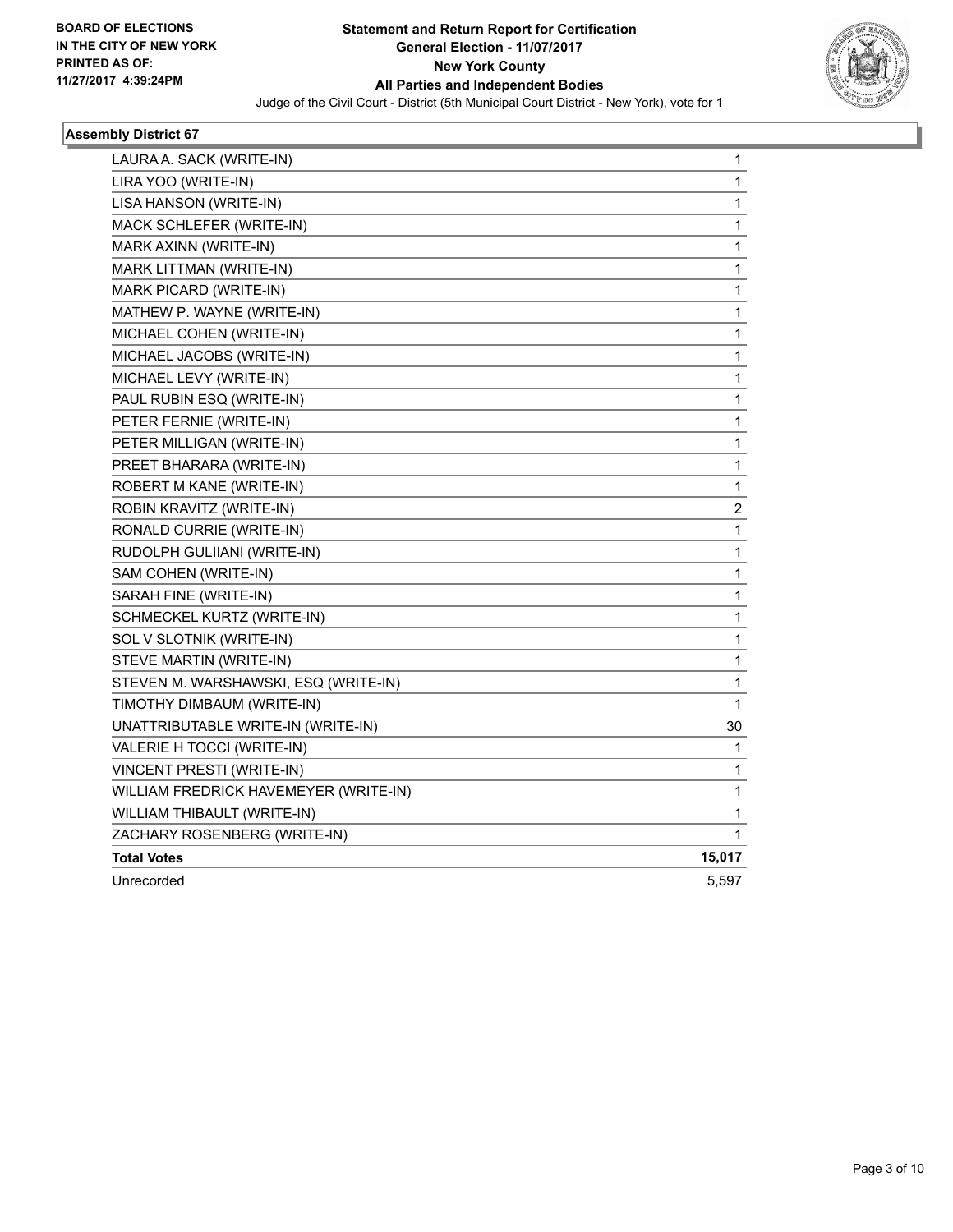BOARD OF ELECTIONS
IN THE CITY OF NEW YORK
PRINTED AS OF:
11/27/2017 4:39:24PM

**Statement and Return Report for Certification**
**General Election - 11/07/2017**
**New York County**
**All Parties and Independent Bodies**
Judge of the Civil Court - District (5th Municipal Court District - New York), vote for 1

### Assembly District 67

| | |
|---|---|
| LAURA A. SACK (WRITE-IN) | 1 |
| LIRA YOO (WRITE-IN) | 1 |
| LISA HANSON (WRITE-IN) | 1 |
| MACK SCHLEFER (WRITE-IN) | 1 |
| MARK AXINN (WRITE-IN) | 1 |
| MARK LITTMAN (WRITE-IN) | 1 |
| MARK PICARD (WRITE-IN) | 1 |
| MATHEW P. WAYNE (WRITE-IN) | 1 |
| MICHAEL COHEN (WRITE-IN) | 1 |
| MICHAEL JACOBS (WRITE-IN) | 1 |
| MICHAEL LEVY (WRITE-IN) | 1 |
| PAUL RUBIN ESQ (WRITE-IN) | 1 |
| PETER FERNIE (WRITE-IN) | 1 |
| PETER MILLIGAN (WRITE-IN) | 1 |
| PREET BHARARA (WRITE-IN) | 1 |
| ROBERT M KANE (WRITE-IN) | 1 |
| ROBIN KRAVITZ (WRITE-IN) | 2 |
| RONALD CURRIE (WRITE-IN) | 1 |
| RUDOLPH GULIIANI (WRITE-IN) | 1 |
| SAM COHEN (WRITE-IN) | 1 |
| SARAH FINE (WRITE-IN) | 1 |
| SCHMECKEL KURTZ (WRITE-IN) | 1 |
| SOL V SLOTNIK (WRITE-IN) | 1 |
| STEVE MARTIN (WRITE-IN) | 1 |
| STEVEN M. WARSHAWSKI, ESQ (WRITE-IN) | 1 |
| TIMOTHY DIMBAUM (WRITE-IN) | 1 |
| UNATTRIBUTABLE WRITE-IN (WRITE-IN) | 30 |
| VALERIE H TOCCI (WRITE-IN) | 1 |
| VINCENT PRESTI (WRITE-IN) | 1 |
| WILLIAM FREDRICK HAVEMEYER (WRITE-IN) | 1 |
| WILLIAM THIBAULT (WRITE-IN) | 1 |
| ZACHARY ROSENBERG (WRITE-IN) | 1 |
| **Total Votes** | **15,017** |
| Unrecorded | 5,597 |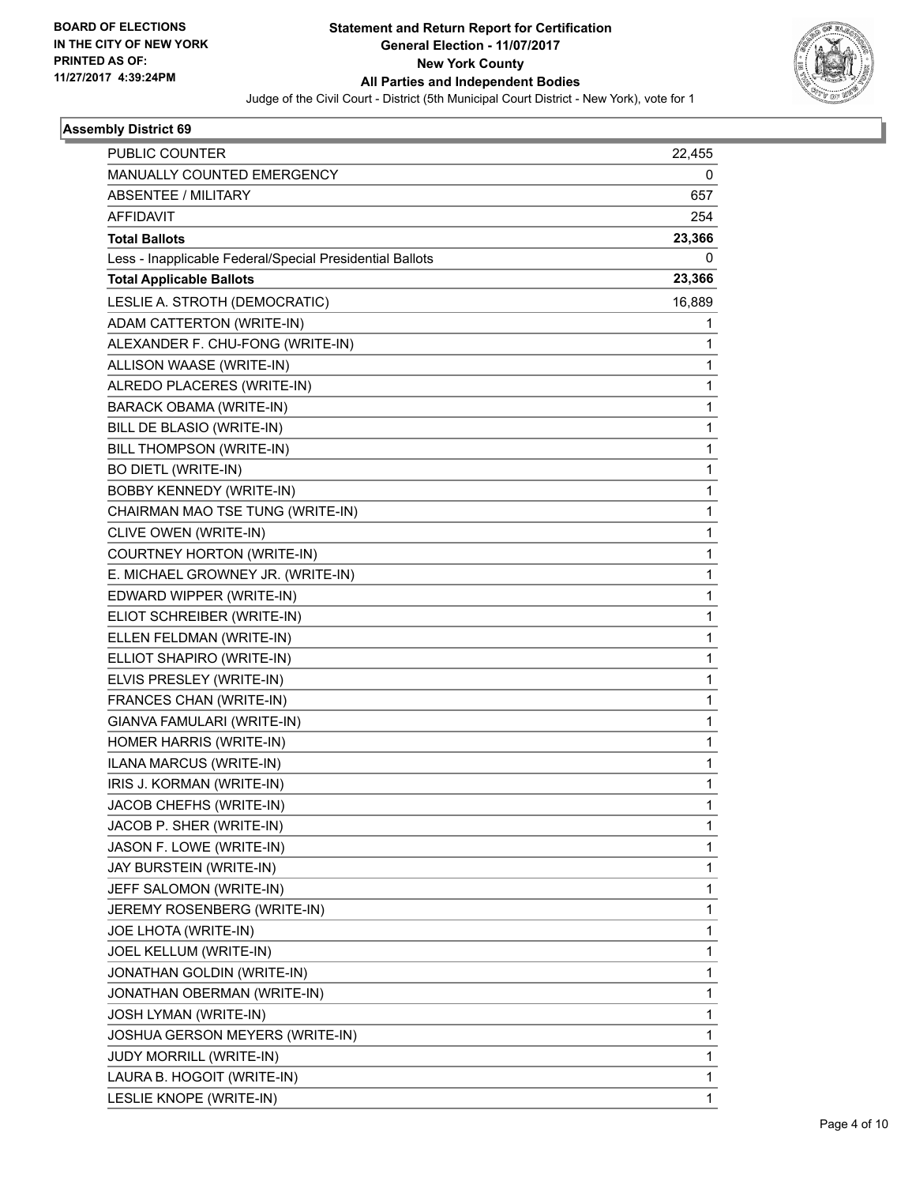BOARD OF ELECTIONS
IN THE CITY OF NEW YORK
PRINTED AS OF:
11/27/2017 4:39:24PM

**Statement and Return Report for Certification**
**General Election - 11/07/2017**
**New York County**
**All Parties and Independent Bodies**
Judge of the Civil Court - District (5th Municipal Court District - New York), vote for 1

## Assembly District 69

| | |
|---|---|
| PUBLIC COUNTER | 22,455 |
| MANUALLY COUNTED EMERGENCY | 0 |
| ABSENTEE / MILITARY | 657 |
| AFFIDAVIT | 254 |
| **Total Ballots** | **23,366** |
| Less - Inapplicable Federal/Special Presidential Ballots | 0 |
| **Total Applicable Ballots** | **23,366** |
| LESLIE A. STROTH (DEMOCRATIC) | 16,889 |
| ADAM CATTERTON (WRITE-IN) | 1 |
| ALEXANDER F. CHU-FONG (WRITE-IN) | 1 |
| ALLISON WAASE (WRITE-IN) | 1 |
| ALREDO PLACERES (WRITE-IN) | 1 |
| BARACK OBAMA (WRITE-IN) | 1 |
| BILL DE BLASIO (WRITE-IN) | 1 |
| BILL THOMPSON (WRITE-IN) | 1 |
| BO DIETL (WRITE-IN) | 1 |
| BOBBY KENNEDY (WRITE-IN) | 1 |
| CHAIRMAN MAO TSE TUNG (WRITE-IN) | 1 |
| CLIVE OWEN (WRITE-IN) | 1 |
| COURTNEY HORTON (WRITE-IN) | 1 |
| E. MICHAEL GROWNEY JR. (WRITE-IN) | 1 |
| EDWARD WIPPER (WRITE-IN) | 1 |
| ELIOT SCHREIBER (WRITE-IN) | 1 |
| ELLEN FELDMAN (WRITE-IN) | 1 |
| ELLIOT SHAPIRO (WRITE-IN) | 1 |
| ELVIS PRESLEY (WRITE-IN) | 1 |
| FRANCES CHAN (WRITE-IN) | 1 |
| GIANVA FAMULARI (WRITE-IN) | 1 |
| HOMER HARRIS (WRITE-IN) | 1 |
| ILANA MARCUS (WRITE-IN) | 1 |
| IRIS J. KORMAN (WRITE-IN) | 1 |
| JACOB CHEFHS (WRITE-IN) | 1 |
| JACOB P. SHER (WRITE-IN) | 1 |
| JASON F. LOWE (WRITE-IN) | 1 |
| JAY BURSTEIN (WRITE-IN) | 1 |
| JEFF SALOMON (WRITE-IN) | 1 |
| JEREMY ROSENBERG (WRITE-IN) | 1 |
| JOE LHOTA (WRITE-IN) | 1 |
| JOEL KELLUM (WRITE-IN) | 1 |
| JONATHAN GOLDIN (WRITE-IN) | 1 |
| JONATHAN OBERMAN (WRITE-IN) | 1 |
| JOSH LYMAN (WRITE-IN) | 1 |
| JOSHUA GERSON MEYERS (WRITE-IN) | 1 |
| JUDY MORRILL (WRITE-IN) | 1 |
| LAURA B. HOGOIT (WRITE-IN) | 1 |
| LESLIE KNOPE (WRITE-IN) | 1 |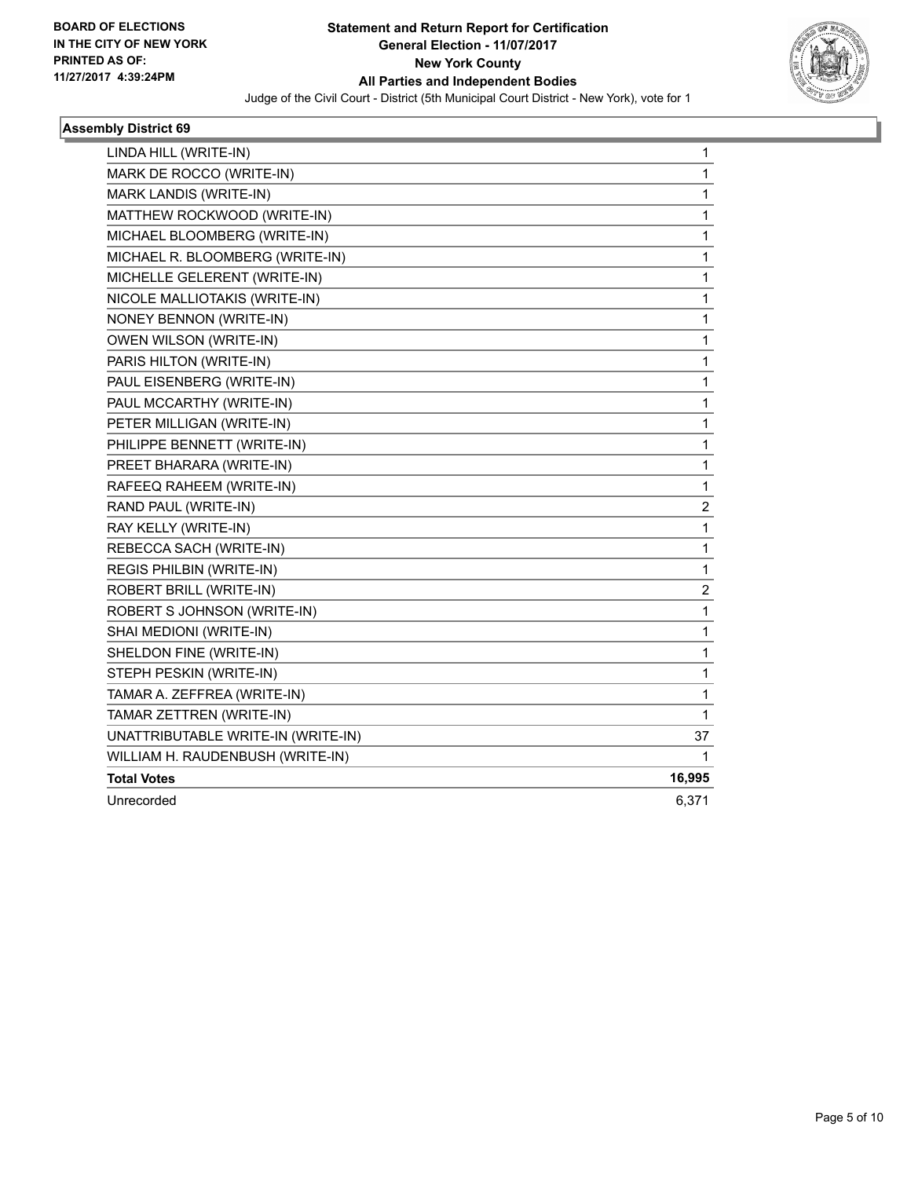**BOARD OF ELECTIONS IN THE CITY OF NEW YORK PRINTED AS OF: 11/27/2017 4:39:24PM**

# Statement and Return Report for Certification
## General Election - 11/07/2017
## New York County
## All Parties and Independent Bodies

Judge of the Civil Court - District (5th Municipal Court District - New York), vote for 1

### Assembly District 69

| Candidate | Votes |
|---|---|
| LINDA HILL (WRITE-IN) | 1 |
| MARK DE ROCCO (WRITE-IN) | 1 |
| MARK LANDIS (WRITE-IN) | 1 |
| MATTHEW ROCKWOOD (WRITE-IN) | 1 |
| MICHAEL BLOOMBERG (WRITE-IN) | 1 |
| MICHAEL R. BLOOMBERG (WRITE-IN) | 1 |
| MICHELLE GELERENT (WRITE-IN) | 1 |
| NICOLE MALLIOTAKIS (WRITE-IN) | 1 |
| NONEY BENNON (WRITE-IN) | 1 |
| OWEN WILSON (WRITE-IN) | 1 |
| PARIS HILTON (WRITE-IN) | 1 |
| PAUL EISENBERG (WRITE-IN) | 1 |
| PAUL MCCARTHY (WRITE-IN) | 1 |
| PETER MILLIGAN (WRITE-IN) | 1 |
| PHILIPPE BENNETT (WRITE-IN) | 1 |
| PREET BHARARA (WRITE-IN) | 1 |
| RAFEEQ RAHEEM (WRITE-IN) | 1 |
| RAND PAUL (WRITE-IN) | 2 |
| RAY KELLY (WRITE-IN) | 1 |
| REBECCA SACH (WRITE-IN) | 1 |
| REGIS PHILBIN (WRITE-IN) | 1 |
| ROBERT BRILL (WRITE-IN) | 2 |
| ROBERT S JOHNSON (WRITE-IN) | 1 |
| SHAI MEDIONI (WRITE-IN) | 1 |
| SHELDON FINE (WRITE-IN) | 1 |
| STEPH PESKIN (WRITE-IN) | 1 |
| TAMAR A. ZEFFREA (WRITE-IN) | 1 |
| TAMAR ZETTREN (WRITE-IN) | 1 |
| UNATTRIBUTABLE WRITE-IN (WRITE-IN) | 37 |
| WILLIAM H. RAUDENBUSH (WRITE-IN) | 1 |
| **Total Votes** | **16,995** |
| Unrecorded | 6,371 |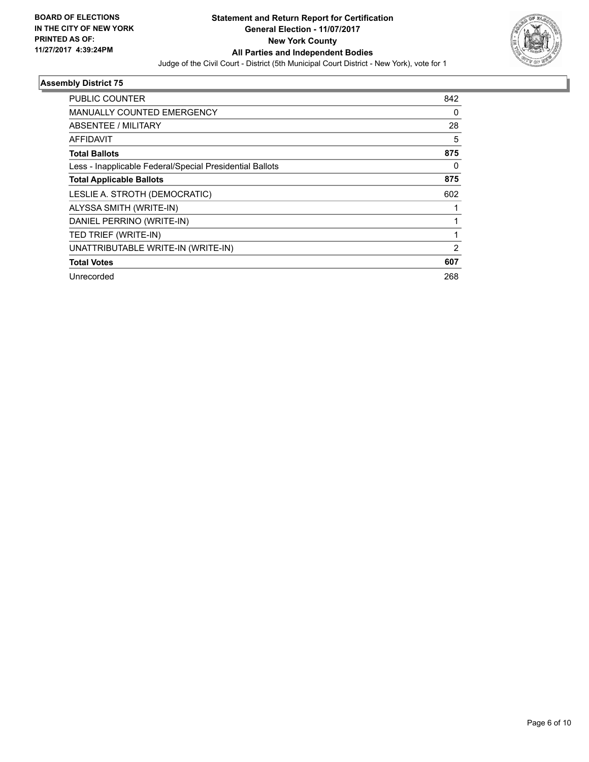**BOARD OF ELECTIONS IN THE CITY OF NEW YORK PRINTED AS OF: 11/27/2017 4:39:24PM**

**Statement and Return Report for Certification**
**General Election - 11/07/2017**
**New York County**
**All Parties and Independent Bodies**

Judge of the Civil Court - District (5th Municipal Court District - New York), vote for 1

### Assembly District 75

| | |
|---|---|
| PUBLIC COUNTER | 842 |
| MANUALLY COUNTED EMERGENCY | 0 |
| ABSENTEE / MILITARY | 28 |
| AFFIDAVIT | 5 |
| **Total Ballots** | **875** |
| Less - Inapplicable Federal/Special Presidential Ballots | 0 |
| **Total Applicable Ballots** | **875** |
| LESLIE A. STROTH (DEMOCRATIC) | 602 |
| ALYSSA SMITH (WRITE-IN) | 1 |
| DANIEL PERRINO (WRITE-IN) | 1 |
| TED TRIEF (WRITE-IN) | 1 |
| UNATTRIBUTABLE WRITE-IN (WRITE-IN) | 2 |
| **Total Votes** | **607** |
| Unrecorded | 268 |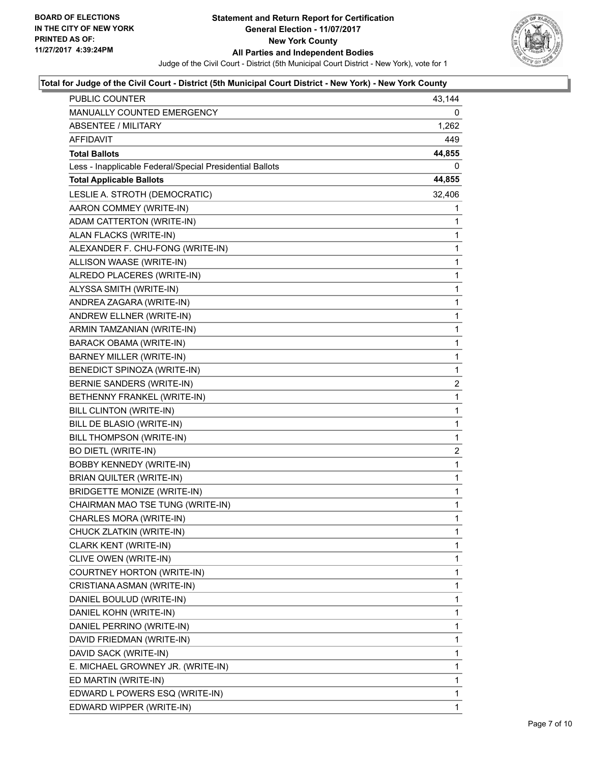**BOARD OF ELECTIONS IN THE CITY OF NEW YORK PRINTED AS OF: 11/27/2017 4:39:24PM**

**Statement and Return Report for Certification**
**General Election - 11/07/2017**
**New York County**
**All Parties and Independent Bodies**
Judge of the Civil Court - District (5th Municipal Court District - New York), vote for 1

**Total for Judge of the Civil Court - District (5th Municipal Court District - New York) - New York County**

| | |
|---|---|
| PUBLIC COUNTER | 43,144 |
| MANUALLY COUNTED EMERGENCY | 0 |
| ABSENTEE / MILITARY | 1,262 |
| AFFIDAVIT | 449 |
| **Total Ballots** | **44,855** |
| Less - Inapplicable Federal/Special Presidential Ballots | 0 |
| **Total Applicable Ballots** | **44,855** |
| LESLIE A. STROTH (DEMOCRATIC) | 32,406 |
| AARON COMMEY (WRITE-IN) | 1 |
| ADAM CATTERTON (WRITE-IN) | 1 |
| ALAN FLACKS (WRITE-IN) | 1 |
| ALEXANDER F. CHU-FONG (WRITE-IN) | 1 |
| ALLISON WAASE (WRITE-IN) | 1 |
| ALREDO PLACERES (WRITE-IN) | 1 |
| ALYSSA SMITH (WRITE-IN) | 1 |
| ANDREA ZAGARA (WRITE-IN) | 1 |
| ANDREW ELLNER (WRITE-IN) | 1 |
| ARMIN TAMZANIAN (WRITE-IN) | 1 |
| BARACK OBAMA (WRITE-IN) | 1 |
| BARNEY MILLER (WRITE-IN) | 1 |
| BENEDICT SPINOZA (WRITE-IN) | 1 |
| BERNIE SANDERS (WRITE-IN) | 2 |
| BETHENNY FRANKEL (WRITE-IN) | 1 |
| BILL CLINTON (WRITE-IN) | 1 |
| BILL DE BLASIO (WRITE-IN) | 1 |
| BILL THOMPSON (WRITE-IN) | 1 |
| BO DIETL (WRITE-IN) | 2 |
| BOBBY KENNEDY (WRITE-IN) | 1 |
| BRIAN QUILTER (WRITE-IN) | 1 |
| BRIDGETTE MONIZE (WRITE-IN) | 1 |
| CHAIRMAN MAO TSE TUNG (WRITE-IN) | 1 |
| CHARLES MORA (WRITE-IN) | 1 |
| CHUCK ZLATKIN (WRITE-IN) | 1 |
| CLARK KENT (WRITE-IN) | 1 |
| CLIVE OWEN (WRITE-IN) | 1 |
| COURTNEY HORTON (WRITE-IN) | 1 |
| CRISTIANA ASMAN (WRITE-IN) | 1 |
| DANIEL BOULUD (WRITE-IN) | 1 |
| DANIEL KOHN (WRITE-IN) | 1 |
| DANIEL PERRINO (WRITE-IN) | 1 |
| DAVID FRIEDMAN (WRITE-IN) | 1 |
| DAVID SACK (WRITE-IN) | 1 |
| E. MICHAEL GROWNEY JR. (WRITE-IN) | 1 |
| ED MARTIN (WRITE-IN) | 1 |
| EDWARD L POWERS ESQ (WRITE-IN) | 1 |
| EDWARD WIPPER (WRITE-IN) | 1 |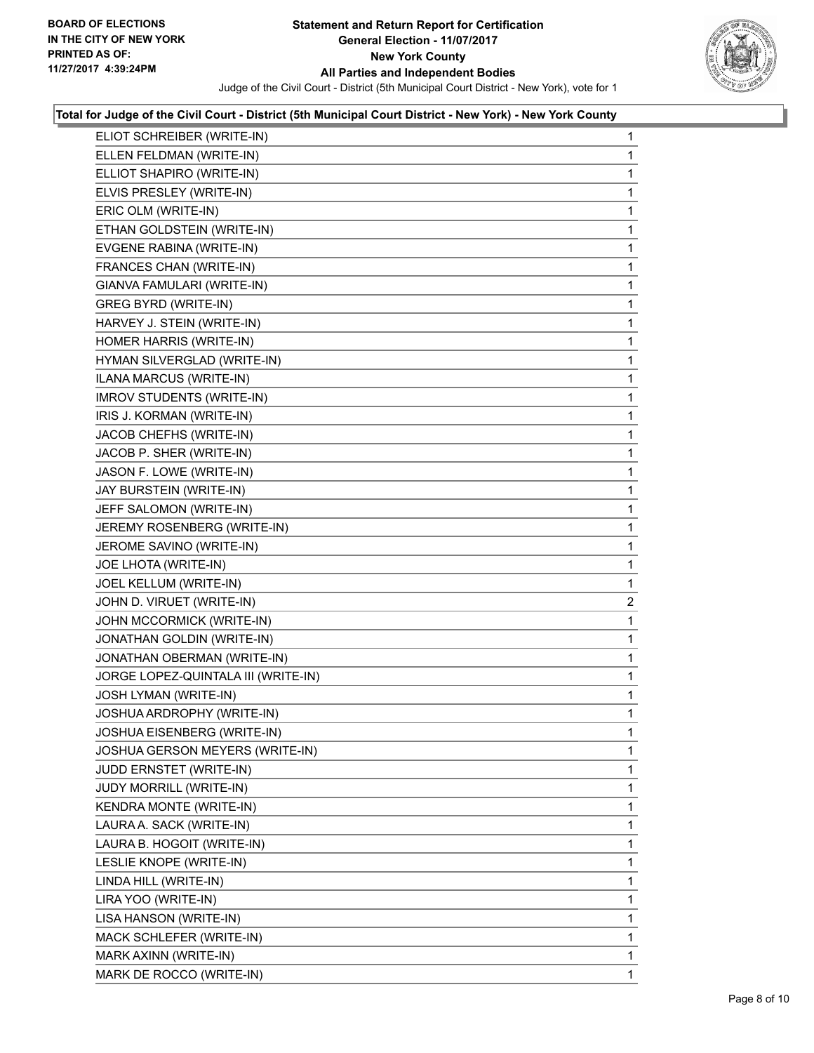**Total for Judge of the Civil Court - District (5th Municipal Court District - New York) - New York County**

| Candidate | Votes |
|---|---|
| ELIOT SCHREIBER (WRITE-IN) | 1 |
| ELLEN FELDMAN (WRITE-IN) | 1 |
| ELLIOT SHAPIRO (WRITE-IN) | 1 |
| ELVIS PRESLEY (WRITE-IN) | 1 |
| ERIC OLM (WRITE-IN) | 1 |
| ETHAN GOLDSTEIN (WRITE-IN) | 1 |
| EVGENE RABINA (WRITE-IN) | 1 |
| FRANCES CHAN (WRITE-IN) | 1 |
| GIANVA FAMULARI (WRITE-IN) | 1 |
| GREG BYRD (WRITE-IN) | 1 |
| HARVEY J. STEIN (WRITE-IN) | 1 |
| HOMER HARRIS (WRITE-IN) | 1 |
| HYMAN SILVERGLAD (WRITE-IN) | 1 |
| ILANA MARCUS (WRITE-IN) | 1 |
| IMROV STUDENTS (WRITE-IN) | 1 |
| IRIS J. KORMAN (WRITE-IN) | 1 |
| JACOB CHEFHS (WRITE-IN) | 1 |
| JACOB P. SHER (WRITE-IN) | 1 |
| JASON F. LOWE (WRITE-IN) | 1 |
| JAY BURSTEIN (WRITE-IN) | 1 |
| JEFF SALOMON (WRITE-IN) | 1 |
| JEREMY ROSENBERG (WRITE-IN) | 1 |
| JEROME SAVINO (WRITE-IN) | 1 |
| JOE LHOTA (WRITE-IN) | 1 |
| JOEL KELLUM (WRITE-IN) | 1 |
| JOHN D. VIRUET (WRITE-IN) | 2 |
| JOHN MCCORMICK (WRITE-IN) | 1 |
| JONATHAN GOLDIN (WRITE-IN) | 1 |
| JONATHAN OBERMAN (WRITE-IN) | 1 |
| JORGE LOPEZ-QUINTALA III (WRITE-IN) | 1 |
| JOSH LYMAN (WRITE-IN) | 1 |
| JOSHUA ARDROPHY (WRITE-IN) | 1 |
| JOSHUA EISENBERG (WRITE-IN) | 1 |
| JOSHUA GERSON MEYERS (WRITE-IN) | 1 |
| JUDD ERNSTET (WRITE-IN) | 1 |
| JUDY MORRILL (WRITE-IN) | 1 |
| KENDRA MONTE (WRITE-IN) | 1 |
| LAURA A. SACK (WRITE-IN) | 1 |
| LAURA B. HOGOIT (WRITE-IN) | 1 |
| LESLIE KNOPE (WRITE-IN) | 1 |
| LINDA HILL (WRITE-IN) | 1 |
| LIRA YOO (WRITE-IN) | 1 |
| LISA HANSON (WRITE-IN) | 1 |
| MACK SCHLEFER (WRITE-IN) | 1 |
| MARK AXINN (WRITE-IN) | 1 |
| MARK DE ROCCO (WRITE-IN) | 1 |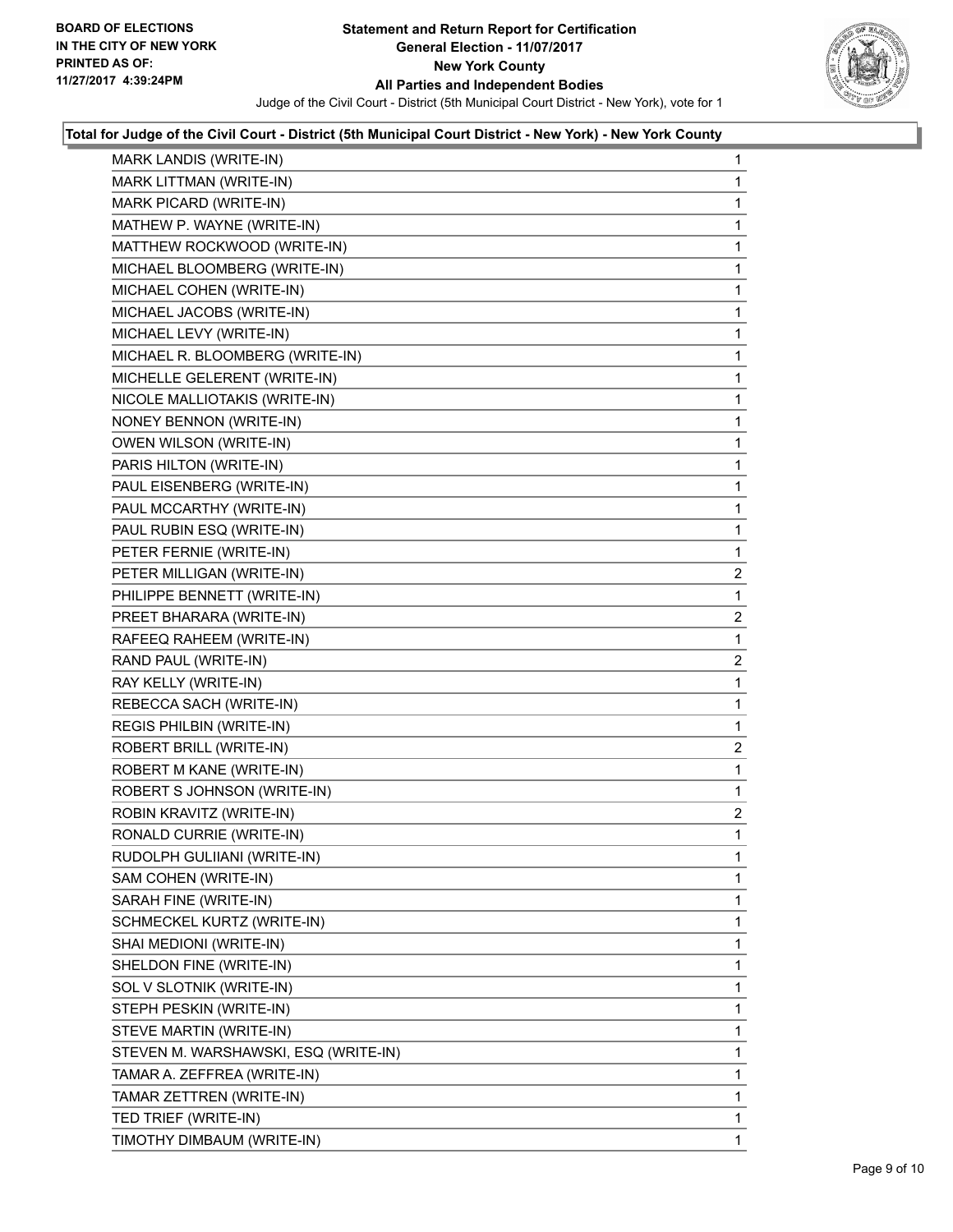**Statement and Return Report for Certification**
**General Election - 11/07/2017**
**New York County**
**All Parties and Independent Bodies**

Judge of the Civil Court - District (5th Municipal Court District - New York), vote for 1

BOARD OF ELECTIONS
IN THE CITY OF NEW YORK
PRINTED AS OF:
11/27/2017 4:39:24PM

### Total for Judge of the Civil Court - District (5th Municipal Court District - New York) - New York County

| Candidate | Votes |
|---|---|
| MARK LANDIS (WRITE-IN) | 1 |
| MARK LITTMAN (WRITE-IN) | 1 |
| MARK PICARD (WRITE-IN) | 1 |
| MATHEW P. WAYNE (WRITE-IN) | 1 |
| MATTHEW ROCKWOOD (WRITE-IN) | 1 |
| MICHAEL BLOOMBERG (WRITE-IN) | 1 |
| MICHAEL COHEN (WRITE-IN) | 1 |
| MICHAEL JACOBS (WRITE-IN) | 1 |
| MICHAEL LEVY (WRITE-IN) | 1 |
| MICHAEL R. BLOOMBERG (WRITE-IN) | 1 |
| MICHELLE GELERENT (WRITE-IN) | 1 |
| NICOLE MALLIOTAKIS (WRITE-IN) | 1 |
| NONEY BENNON (WRITE-IN) | 1 |
| OWEN WILSON (WRITE-IN) | 1 |
| PARIS HILTON (WRITE-IN) | 1 |
| PAUL EISENBERG (WRITE-IN) | 1 |
| PAUL MCCARTHY (WRITE-IN) | 1 |
| PAUL RUBIN ESQ (WRITE-IN) | 1 |
| PETER FERNIE (WRITE-IN) | 1 |
| PETER MILLIGAN (WRITE-IN) | 2 |
| PHILIPPE BENNETT (WRITE-IN) | 1 |
| PREET BHARARA (WRITE-IN) | 2 |
| RAFEEQ RAHEEM (WRITE-IN) | 1 |
| RAND PAUL (WRITE-IN) | 2 |
| RAY KELLY (WRITE-IN) | 1 |
| REBECCA SACH (WRITE-IN) | 1 |
| REGIS PHILBIN (WRITE-IN) | 1 |
| ROBERT BRILL (WRITE-IN) | 2 |
| ROBERT M KANE (WRITE-IN) | 1 |
| ROBERT S JOHNSON (WRITE-IN) | 1 |
| ROBIN KRAVITZ (WRITE-IN) | 2 |
| RONALD CURRIE (WRITE-IN) | 1 |
| RUDOLPH GULIIANI (WRITE-IN) | 1 |
| SAM COHEN (WRITE-IN) | 1 |
| SARAH FINE (WRITE-IN) | 1 |
| SCHMECKEL KURTZ (WRITE-IN) | 1 |
| SHAI MEDIONI (WRITE-IN) | 1 |
| SHELDON FINE (WRITE-IN) | 1 |
| SOL V SLOTNIK (WRITE-IN) | 1 |
| STEPH PESKIN (WRITE-IN) | 1 |
| STEVE MARTIN (WRITE-IN) | 1 |
| STEVEN M. WARSHAWSKI, ESQ (WRITE-IN) | 1 |
| TAMAR A. ZEFFREA (WRITE-IN) | 1 |
| TAMAR ZETTREN (WRITE-IN) | 1 |
| TED TRIEF (WRITE-IN) | 1 |
| TIMOTHY DIMBAUM (WRITE-IN) | 1 |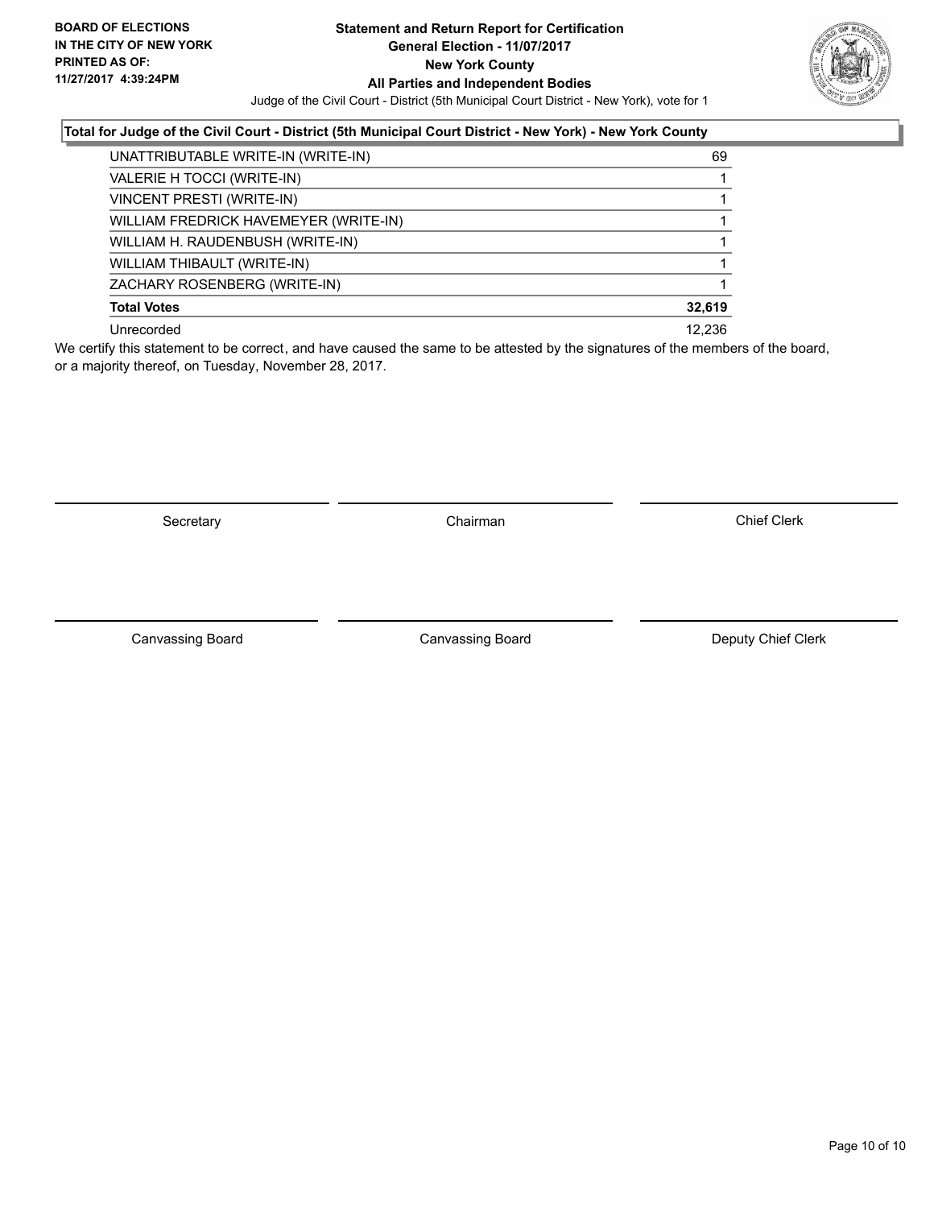**BOARD OF ELECTIONS IN THE CITY OF NEW YORK PRINTED AS OF: 11/27/2017 4:39:24PM**

**Statement and Return Report for Certification**
**General Election - 11/07/2017**
**New York County**
**All Parties and Independent Bodies**

Judge of the Civil Court - District (5th Municipal Court District - New York), vote for 1

**Total for Judge of the Civil Court - District (5th Municipal Court District - New York) - New York County**

| | |
|---|---|
| UNATTRIBUTABLE WRITE-IN (WRITE-IN) | 69 |
| VALERIE H TOCCI (WRITE-IN) | 1 |
| VINCENT PRESTI (WRITE-IN) | 1 |
| WILLIAM FREDRICK HAVEMEYER (WRITE-IN) | 1 |
| WILLIAM H. RAUDENBUSH (WRITE-IN) | 1 |
| WILLIAM THIBAULT (WRITE-IN) | 1 |
| ZACHARY ROSENBERG (WRITE-IN) | 1 |
| **Total Votes** | **32,619** |
| Unrecorded | 12,236 |

We certify this statement to be correct, and have caused the same to be attested by the signatures of the members of the board, or a majority thereof, on Tuesday, November 28, 2017.

Secretary

Chairman

Chief Clerk

Canvassing Board

Canvassing Board

Deputy Chief Clerk